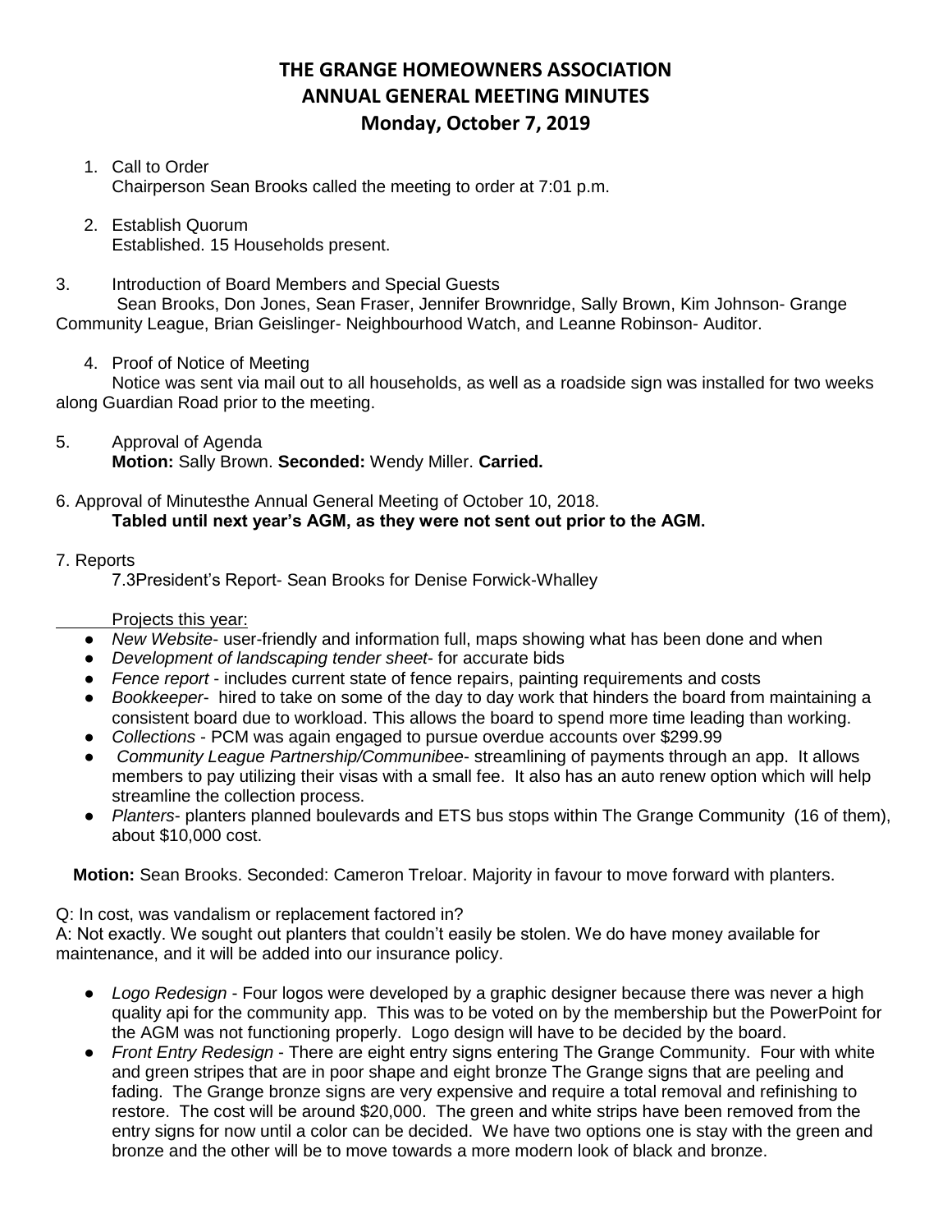# THE GRANGE HOMEOWNERS ASSOCIATION
## ANNUAL GENERAL MEETING MINUTES
### Monday, October 7, 2019

1. Call to Order
   Chairperson Sean Brooks called the meeting to order at 7:01 p.m.

2. Establish Quorum
   Established. 15 Households present.

3. Introduction of Board Members and Special Guests
   Sean Brooks, Don Jones, Sean Fraser, Jennifer Brownridge, Sally Brown, Kim Johnson- Grange Community League, Brian Geislinger- Neighbourhood Watch, and Leanne Robinson- Auditor.

4. Proof of Notice of Meeting
   Notice was sent via mail out to all households, as well as a roadside sign was installed for two weeks along Guardian Road prior to the meeting.

5. Approval of Agenda
   **Motion:** Sally Brown. **Seconded:** Wendy Miller. **Carried.**

6. Approval of Minutesthe Annual General Meeting of October 10, 2018.
   **Tabled until next year's AGM, as they were not sent out prior to the AGM.**

7. Reports
   7.3President's Report- Sean Brooks for Denise Forwick-Whalley

   Projects this year:

- *New Website*- user-friendly and information full, maps showing what has been done and when
- *Development of landscaping tender sheet*- for accurate bids
- *Fence report* - includes current state of fence repairs, painting requirements and costs
- *Bookkeeper*- hired to take on some of the day to day work that hinders the board from maintaining a consistent board due to workload. This allows the board to spend more time leading than working.
- *Collections* - PCM was again engaged to pursue overdue accounts over $299.99
- *Community League Partnership/Communibee*- streamlining of payments through an app. It allows members to pay utilizing their visas with a small fee. It also has an auto renew option which will help streamline the collection process.
- *Planters*- planters planned boulevards and ETS bus stops within The Grange Community (16 of them), about $10,000 cost.

**Motion:** Sean Brooks. Seconded: Cameron Treloar. Majority in favour to move forward with planters.

Q: In cost, was vandalism or replacement factored in?
A: Not exactly. We sought out planters that couldn't easily be stolen. We do have money available for maintenance, and it will be added into our insurance policy.

- *Logo Redesign* - Four logos were developed by a graphic designer because there was never a high quality api for the community app. This was to be voted on by the membership but the PowerPoint for the AGM was not functioning properly. Logo design will have to be decided by the board.
- *Front Entry Redesign* - There are eight entry signs entering The Grange Community. Four with white and green stripes that are in poor shape and eight bronze The Grange signs that are peeling and fading. The Grange bronze signs are very expensive and require a total removal and refinishing to restore. The cost will be around $20,000. The green and white strips have been removed from the entry signs for now until a color can be decided. We have two options one is stay with the green and bronze and the other will be to move towards a more modern look of black and bronze.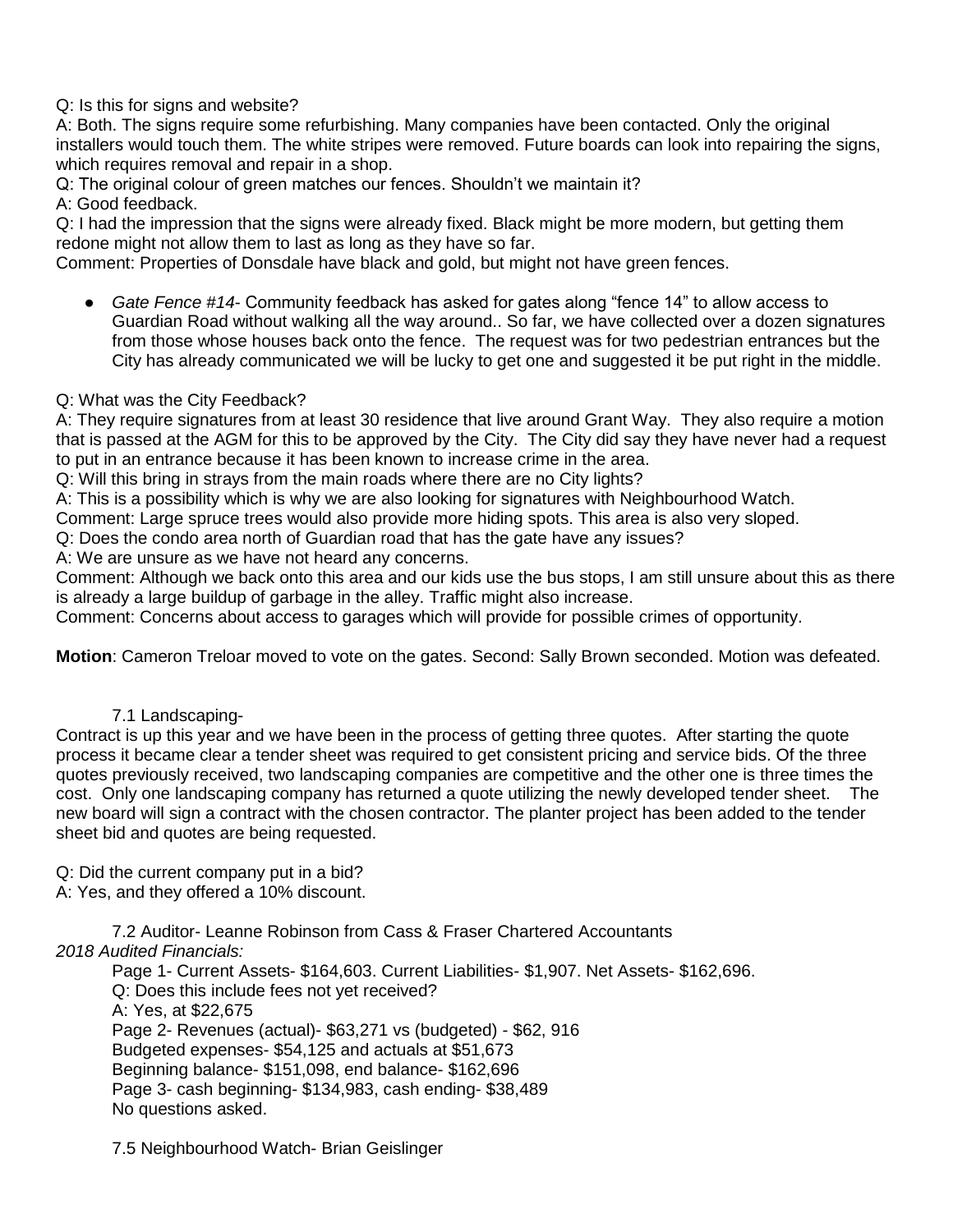Q: Is this for signs and website?
A: Both. The signs require some refurbishing. Many companies have been contacted. Only the original installers would touch them. The white stripes were removed. Future boards can look into repairing the signs, which requires removal and repair in a shop.
Q: The original colour of green matches our fences. Shouldn't we maintain it?
A: Good feedback.
Q: I had the impression that the signs were already fixed. Black might be more modern, but getting them redone might not allow them to last as long as they have so far.
Comment: Properties of Donsdale have black and gold, but might not have green fences.

- *Gate Fence #14*- Community feedback has asked for gates along "fence 14" to allow access to Guardian Road without walking all the way around.. So far, we have collected over a dozen signatures from those whose houses back onto the fence. The request was for two pedestrian entrances but the City has already communicated we will be lucky to get one and suggested it be put right in the middle.

Q: What was the City Feedback?
A: They require signatures from at least 30 residence that live around Grant Way. They also require a motion that is passed at the AGM for this to be approved by the City. The City did say they have never had a request to put in an entrance because it has been known to increase crime in the area.
Q: Will this bring in strays from the main roads where there are no City lights?
A: This is a possibility which is why we are also looking for signatures with Neighbourhood Watch.
Comment: Large spruce trees would also provide more hiding spots. This area is also very sloped.
Q: Does the condo area north of Guardian road that has the gate have any issues?
A: We are unsure as we have not heard any concerns.
Comment: Although we back onto this area and our kids use the bus stops, I am still unsure about this as there is already a large buildup of garbage in the alley. Traffic might also increase.
Comment: Concerns about access to garages which will provide for possible crimes of opportunity.

**Motion**: Cameron Treloar moved to vote on the gates. Second: Sally Brown seconded. Motion was defeated.

7.1 Landscaping-

Contract is up this year and we have been in the process of getting three quotes. After starting the quote process it became clear a tender sheet was required to get consistent pricing and service bids. Of the three quotes previously received, two landscaping companies are competitive and the other one is three times the cost. Only one landscaping company has returned a quote utilizing the newly developed tender sheet. The new board will sign a contract with the chosen contractor. The planter project has been added to the tender sheet bid and quotes are being requested.

Q: Did the current company put in a bid?
A: Yes, and they offered a 10% discount.

7.2 Auditor- Leanne Robinson from Cass & Fraser Chartered Accountants

*2018 Audited Financials:*

Page 1- Current Assets- $164,603. Current Liabilities- $1,907. Net Assets- $162,696.
Q: Does this include fees not yet received?
A: Yes, at $22,675
Page 2- Revenues (actual)- $63,271 vs (budgeted) - $62, 916
Budgeted expenses- $54,125 and actuals at $51,673
Beginning balance- $151,098, end balance- $162,696
Page 3- cash beginning- $134,983, cash ending- $38,489
No questions asked.

7.5 Neighbourhood Watch- Brian Geislinger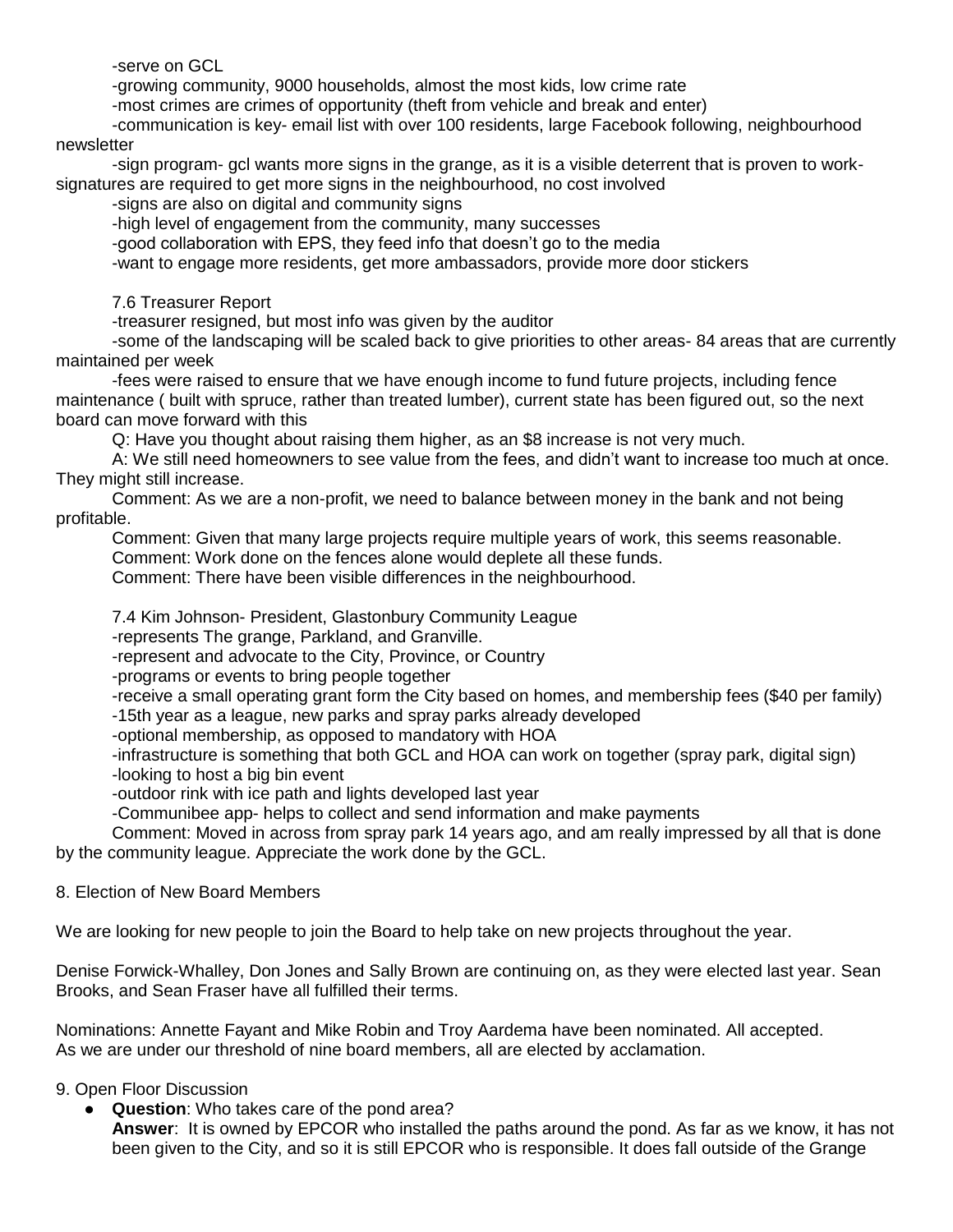-serve on GCL

-growing community, 9000 households, almost the most kids, low crime rate

-most crimes are crimes of opportunity (theft from vehicle and break and enter)

-communication is key- email list with over 100 residents, large Facebook following, neighbourhood newsletter

-sign program- gcl wants more signs in the grange, as it is a visible deterrent that is proven to work- signatures are required to get more signs in the neighbourhood, no cost involved

-signs are also on digital and community signs

-high level of engagement from the community, many successes

-good collaboration with EPS, they feed info that doesn't go to the media

-want to engage more residents, get more ambassadors, provide more door stickers

7.6 Treasurer Report

-treasurer resigned, but most info was given by the auditor

-some of the landscaping will be scaled back to give priorities to other areas- 84 areas that are currently maintained per week

-fees were raised to ensure that we have enough income to fund future projects, including fence maintenance ( built with spruce, rather than treated lumber), current state has been figured out, so the next board can move forward with this

Q: Have you thought about raising them higher, as an $8 increase is not very much.

A: We still need homeowners to see value from the fees, and didn't want to increase too much at once. They might still increase.

Comment: As we are a non-profit, we need to balance between money in the bank and not being profitable.

Comment: Given that many large projects require multiple years of work, this seems reasonable.

Comment: Work done on the fences alone would deplete all these funds.

Comment: There have been visible differences in the neighbourhood.

7.4 Kim Johnson- President, Glastonbury Community League

-represents The grange, Parkland, and Granville.

-represent and advocate to the City, Province, or Country

-programs or events to bring people together

-receive a small operating grant form the City based on homes, and membership fees ($40 per family)

-15th year as a league, new parks and spray parks already developed

-optional membership, as opposed to mandatory with HOA

-infrastructure is something that both GCL and HOA can work on together (spray park, digital sign)

-looking to host a big bin event

-outdoor rink with ice path and lights developed last year

-Communibee app- helps to collect and send information and make payments

Comment: Moved in across from spray park 14 years ago, and am really impressed by all that is done by the community league. Appreciate the work done by the GCL.

8. Election of New Board Members

We are looking for new people to join the Board to help take on new projects throughout the year.

Denise Forwick-Whalley, Don Jones and Sally Brown are continuing on, as they were elected last year. Sean Brooks, and Sean Fraser have all fulfilled their terms.

Nominations: Annette Fayant and Mike Robin and Troy Aardema have been nominated. All accepted.
As we are under our threshold of nine board members, all are elected by acclamation.

9. Open Floor Discussion

- **Question**: Who takes care of the pond area?
  **Answer**: It is owned by EPCOR who installed the paths around the pond. As far as we know, it has not been given to the City, and so it is still EPCOR who is responsible. It does fall outside of the Grange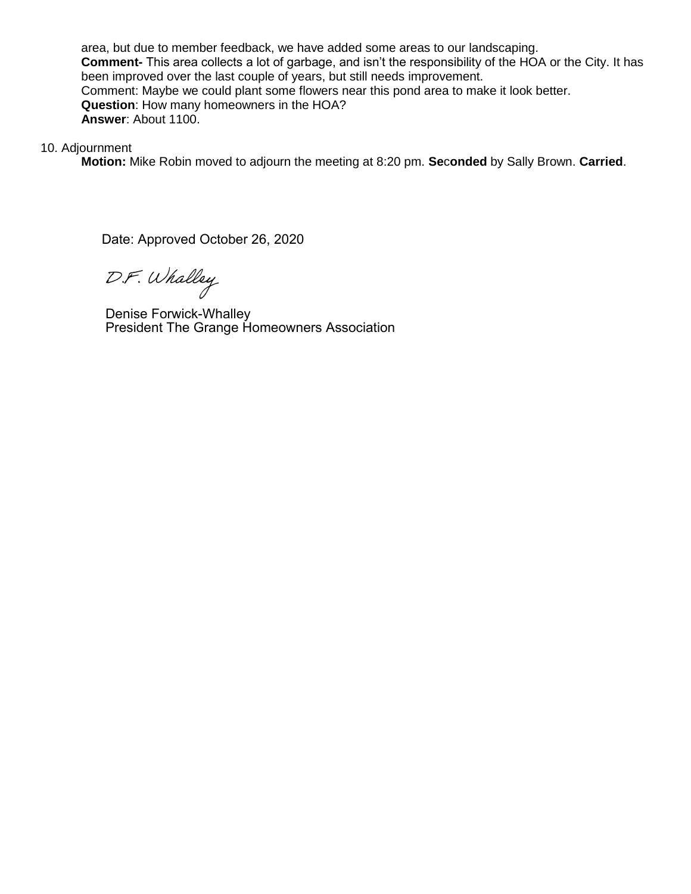area, but due to member feedback, we have added some areas to our landscaping.
**Comment-** This area collects a lot of garbage, and isn't the responsibility of the HOA or the City. It has been improved over the last couple of years, but still needs improvement.
Comment: Maybe we could plant some flowers near this pond area to make it look better.
**Question**: How many homeowners in the HOA?
**Answer**: About 1100.

10. Adjournment
   **Motion:** Mike Robin moved to adjourn the meeting at 8:20 pm. **Seconded** by Sally Brown. **Carried**.

Date: Approved October 26, 2020

D.F. Whalley

Denise Forwick-Whalley
President The Grange Homeowners Association